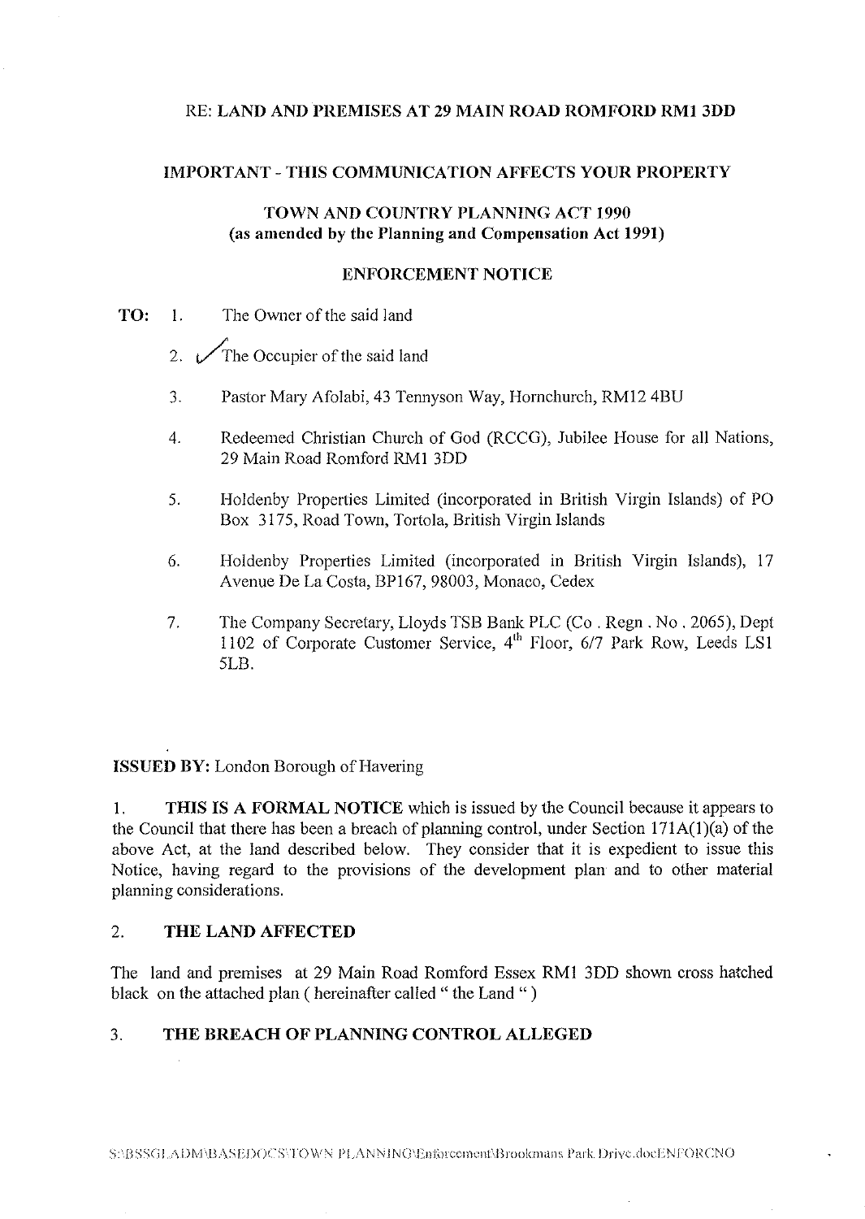RE: **LAND AND PREMISES AT 29 MAIN ROAD ROMFORD RM1 3DD**

**IMPORTANT - THIS COMMUNICATION AFFECTS YOUR PROPERTY**

**TOWN AND COUNTRY PLANNING ACT 1990**
**(as amended by the Planning and Compensation Act 1991)**

**ENFORCEMENT NOTICE**

**TO:**

1. The Owner of the said land
2. ✓ The Occupier of the said land
3. Pastor Mary Afolabi, 43 Tennyson Way, Hornchurch, RM12 4BU
4. Redeemed Christian Church of God (RCCG), Jubilee House for all Nations, 29 Main Road Romford RM1 3DD
5. Holdenby Properties Limited (incorporated in British Virgin Islands) of PO Box 3175, Road Town, Tortola, British Virgin Islands
6. Holdenby Properties Limited (incorporated in British Virgin Islands), 17 Avenue De La Costa, BP167, 98003, Monaco, Cedex
7. The Company Secretary, Lloyds TSB Bank PLC (Co . Regn . No . 2065), Dept 1102 of Corporate Customer Service, 4th Floor, 6/7 Park Row, Leeds LS1 5LB.

**ISSUED BY:** London Borough of Havering

1. **THIS IS A FORMAL NOTICE** which is issued by the Council because it appears to the Council that there has been a breach of planning control, under Section 171A(1)(a) of the above Act, at the land described below. They consider that it is expedient to issue this Notice, having regard to the provisions of the development plan and to other material planning considerations.

## 2. THE LAND AFFECTED

The land and premises at 29 Main Road Romford Essex RM1 3DD shown cross hatched black on the attached plan ( hereinafter called " the Land " )

## 3. THE BREACH OF PLANNING CONTROL ALLEGED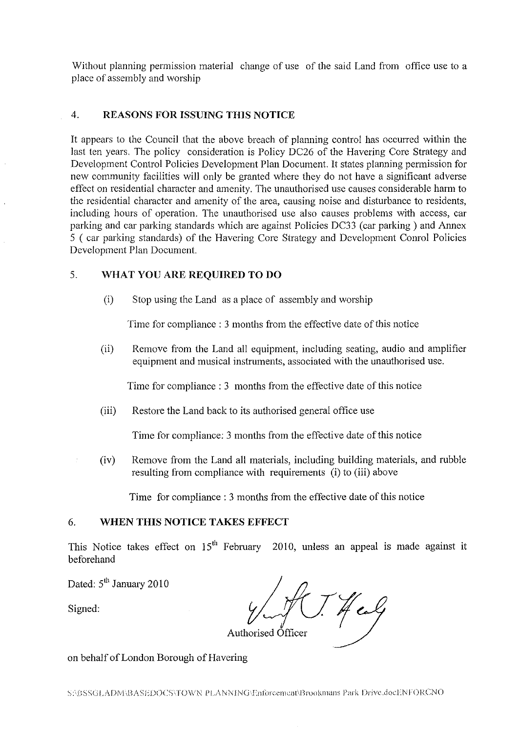Without planning permission material change of use of the said Land from office use to a place of assembly and worship

## 4. REASONS FOR ISSUING THIS NOTICE

It appears to the Council that the above breach of planning control has occurred within the last ten years. The policy consideration is Policy DC26 of the Havering Core Strategy and Development Control Policies Development Plan Document. It states planning permission for new community facilities will only be granted where they do not have a significant adverse effect on residential character and amenity. The unauthorised use causes considerable harm to the residential character and amenity of the area, causing noise and disturbance to residents, including hours of operation. The unauthorised use also causes problems with access, car parking and car parking standards which are against Policies DC33 (car parking ) and Annex 5 ( car parking standards) of the Havering Core Strategy and Development Conrol Policies Development Plan Document.

## 5. WHAT YOU ARE REQUIRED TO DO

(i) Stop using the Land as a place of assembly and worship

Time for compliance : 3 months from the effective date of this notice

(ii) Remove from the Land all equipment, including seating, audio and amplifier equipment and musical instruments, associated with the unauthorised use.

Time for compliance : 3 months from the effective date of this notice

(iii) Restore the Land back to its authorised general office use

Time for compliance: 3 months from the effective date of this notice

(iv) Remove from the Land all materials, including building materials, and rubble resulting from compliance with requirements (i) to (iii) above

Time for compliance : 3 months from the effective date of this notice

## 6. WHEN THIS NOTICE TAKES EFFECT

This Notice takes effect on 15th February 2010, unless an appeal is made against it beforehand

Dated: 5th January 2010

Signed:

Authorised Officer

on behalf of London Borough of Havering

S:\BSSGLADM\BASEDOCS\TOWN PLANNING\Enforcement\Brookmans Park Drive.docENFORCNO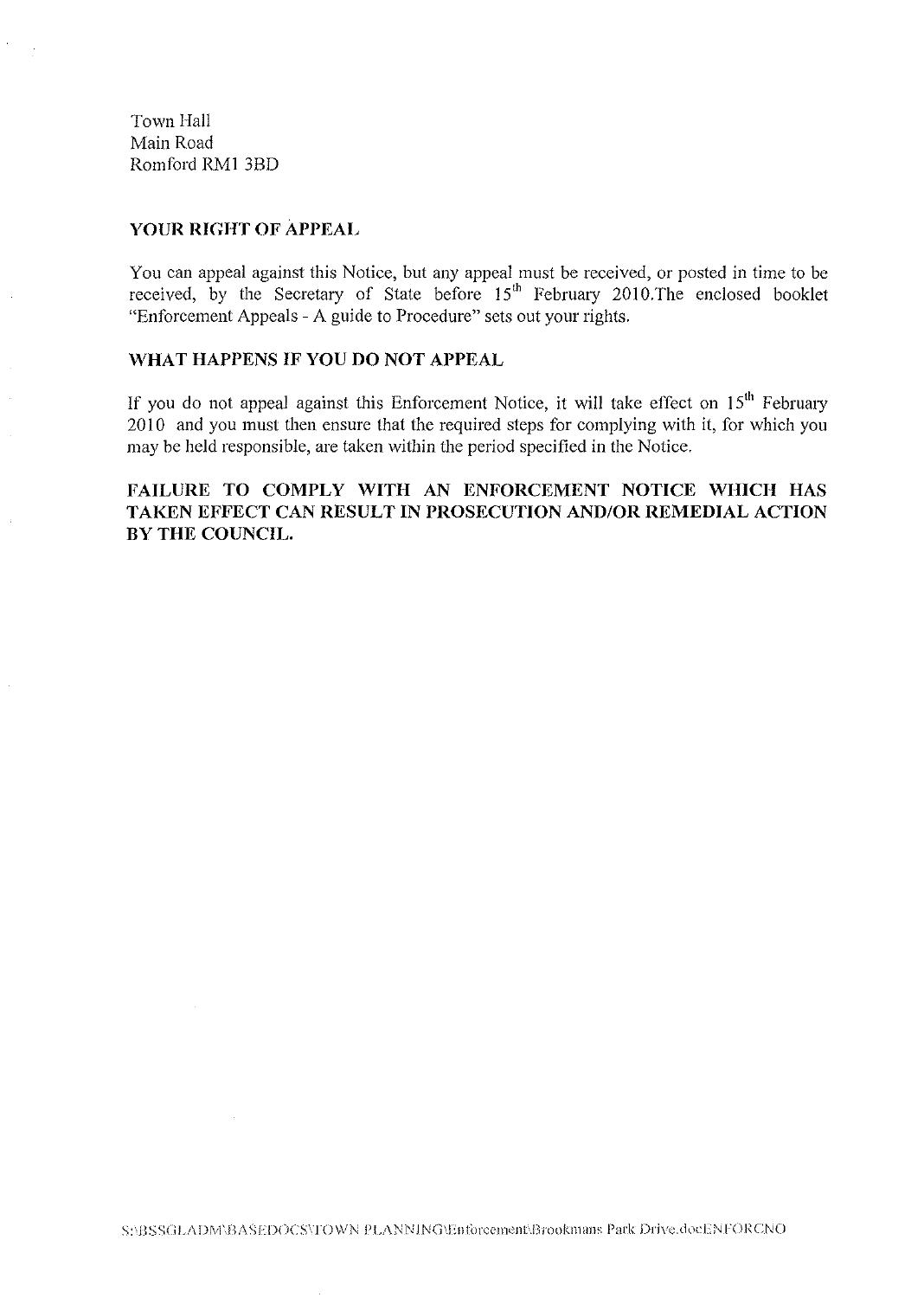Town Hall
Main Road
Romford RM1 3BD

## YOUR RIGHT OF APPEAL

You can appeal against this Notice, but any appeal must be received, or posted in time to be received, by the Secretary of State before 15th February 2010.The enclosed booklet "Enforcement Appeals - A guide to Procedure" sets out your rights.

## WHAT HAPPENS IF YOU DO NOT APPEAL

If you do not appeal against this Enforcement Notice, it will take effect on 15th February 2010 and you must then ensure that the required steps for complying with it, for which you may be held responsible, are taken within the period specified in the Notice.

**FAILURE TO COMPLY WITH AN ENFORCEMENT NOTICE WHICH HAS TAKEN EFFECT CAN RESULT IN PROSECUTION AND/OR REMEDIAL ACTION BY THE COUNCIL.**

S:\BSSGLADM\BASEDOCS\TOWN PLANNING\Enforcement\Brookmans Park Drive.docENFORCNO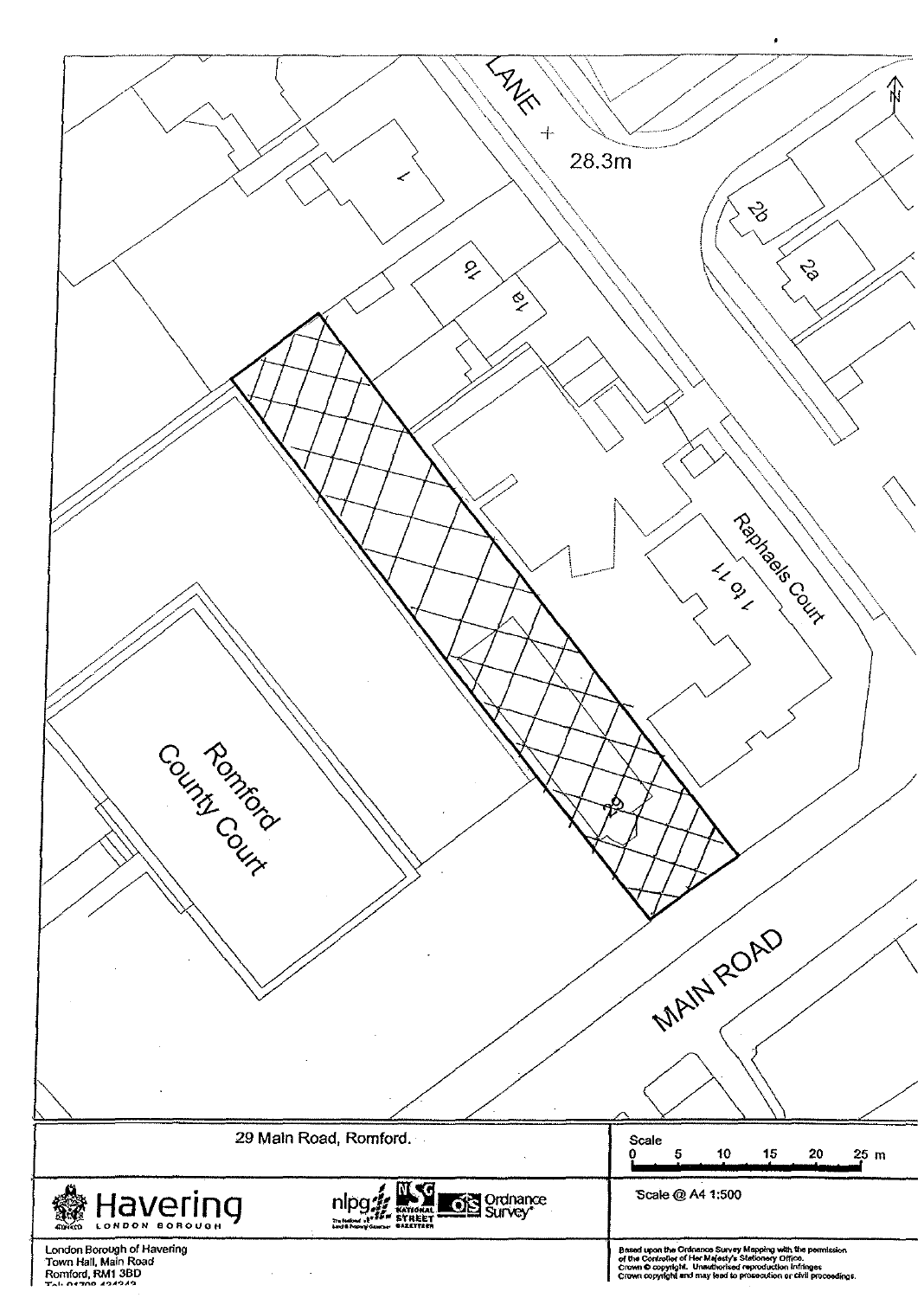LANE

28.3m

1

1b

1a

2b

2a

Raphaels Court

1 to 11

29

Romford County Court

MAIN ROAD

N

29 Main Road, Romford.

Scale

0 5 10 15 20 25 m

Scale @ A4 1:500

Havering

LONDON BOROUGH

nlpg NSG NATIONAL STREET GAZETTEER OS Ordnance Survey

London Borough of Havering
Town Hall, Main Road
Romford, RM1 3BD

Based upon the Ordnance Survey Mapping with the permission of the Controller of Her Majesty's Stationery Office.
Crown © copyright. Unauthorised reproduction infringes Crown copyright and may lead to prosecution or civil proceedings.